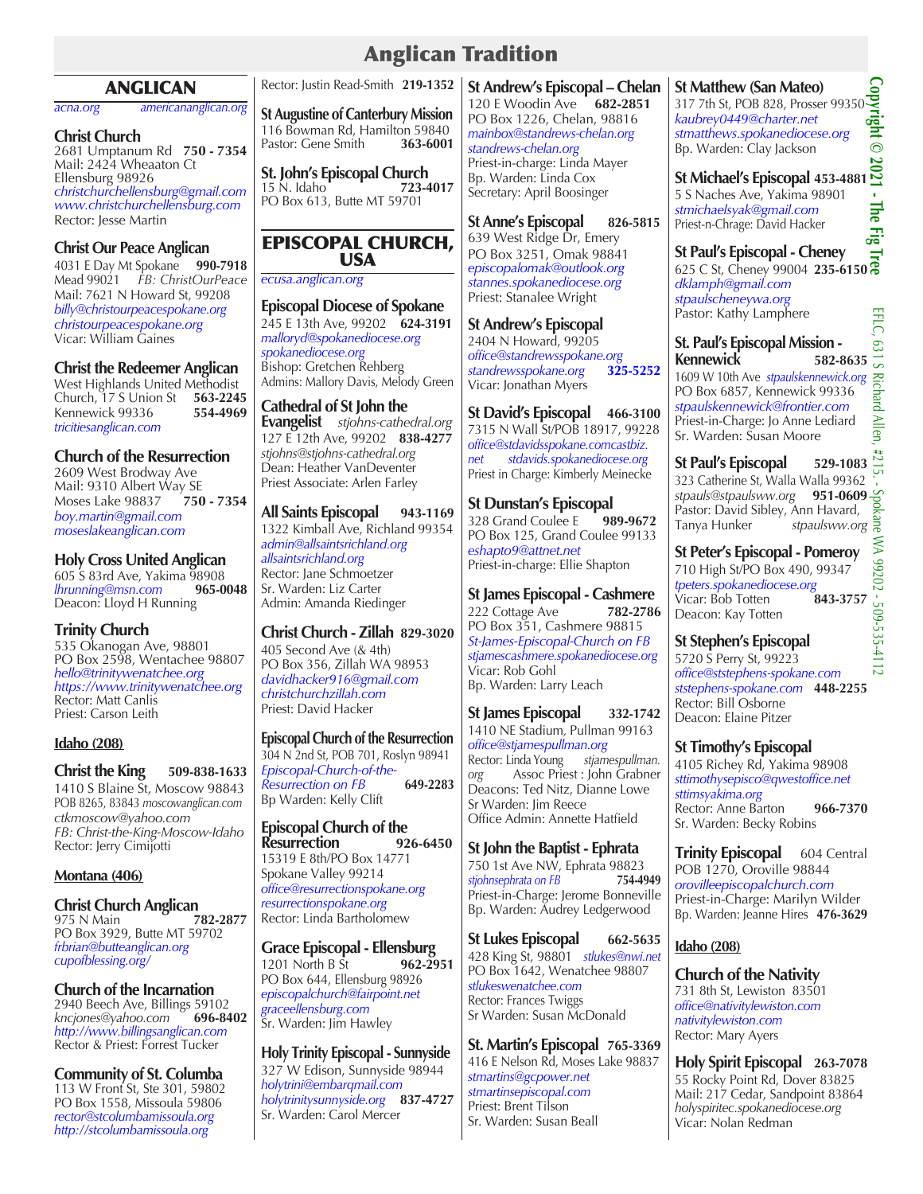# Anglican Tradition

## ANGLICAN

acna.org americananglican.org

**Christ Church**
2681 Umptanum Rd **750 - 7354**
Mail: 2424 Wheaaton Ct
Ellensburg 98926
christchurchellensburg@gmail.com
www.christchurchellensburg.com
Rector: Jesse Martin

**Christ Our Peace Anglican**
4031 E Day Mt Spokane **990-7918**
Mead 99021 *FB: ChristOurPeace*
Mail: 7621 N Howard St, 99208
billy@christourpeacespokane.org
christourpeacespokane.org
Vicar: William Gaines

**Christ the Redeemer Anglican**
West Highlands United Methodist Church, 17 S Union St **563-2245**
Kennewick 99336 **554-4969**
tricitiesanglican.com

**Church of the Resurrection**
2609 West Brodway Ave
Mail: 9310 Albert Way SE
Moses Lake 98837 **750 - 7354**
boy.martin@gmail.com
moseslakeanglican.com

**Holy Cross United Anglican**
605 S 83rd Ave, Yakima 98908
lhrunning@msn.com **965-0048**
Deacon: Lloyd H Running

**Trinity Church**
535 Okanogan Ave, 98801
PO Box 2598, Wentachee 98807
hello@trinitywenatchee.org
https://www.trinitywenatchee.org
Rector: Matt Canlis
Priest: Carson Leith

### Idaho (208)

**Christ the King** **509-838-1633**
1410 S Blaine St, Moscow 98843
POB 8265, 83843 moscowanglican.com
*ctkmoscow@yahoo.com*
*FB: Christ-the-King-Moscow-Idaho*
Rector: Jerry Cimijotti

### Montana (406)

**Christ Church Anglican**
975 N Main **782-2877**
PO Box 3929, Butte MT 59702
frbrian@butteanglican.org
cupofblessing.org/

**Church of the Incarnation**
2940 Beech Ave, Billings 59102
*kncjones@yahoo.com* **696-8402**
http://www.billingsanglican.com
Rector & Priest: Forrest Tucker

**Community of St. Columba**
113 W Front St, Ste 301, 59802
PO Box 1558, Missoula 59806
rector@stcolumbamissoula.org
http://stcolumbamissoula.org
Rector: Justin Read-Smith **219-1352**

**St Augustine of Canterbury Mission**
116 Bowman Rd, Hamilton 59840
Pastor: Gene Smith **363-6001**

**St. John's Episcopal Church**
15 N. Idaho **723-4017**
PO Box 613, Butte MT 59701

## EPISCOPAL CHURCH, USA

ecusa.anglican.org

**Episcopal Diocese of Spokane**
245 E 13th Ave, 99202 **624-3191**
malloryd@spokanediocese.org
spokanediocese.org
Bishop: Gretchen Rehberg
Admins: Mallory Davis, Melody Green

**Cathedral of St John the Evangelist** *stjohns-cathedral.org*
127 E 12th Ave, 99202 **838-4277**
*stjohns@stjohns-cathedral.org*
Dean: Heather VanDeventer
Priest Associate: Arlen Farley

**All Saints Episcopal** **943-1169**
1322 Kimball Ave, Richland 99354
admin@allsaintsrichland.org
allsaintsrichland.org
Rector: Jane Schmoetzer
Sr. Warden: Liz Carter
Admin: Amanda Riedinger

**Christ Church - Zillah** **829-3020**
405 Second Ave (& 4th)
PO Box 356, Zillah WA 98953
davidhacker916@gmail.com
christchurchzillah.com
Priest: David Hacker

**Episcopal Church of the Resurrection**
304 N 2nd St, POB 701, Roslyn 98941
Episcopal-Church-of-the-Resurrection on FB **649-2283**
Bp Warden: Kelly Clift

**Episcopal Church of the Resurrection** **926-6450**
15319 E 8th/PO Box 14771
Spokane Valley 99214
office@resurrectionspokane.org
resurrectionspokane.org
Rector: Linda Bartholomew

**Grace Episcopal - Ellensburg**
1201 North B St **962-2951**
PO Box 644, Ellensburg 98926
episcopalchurch@fairpoint.net
graceellensburg.com
Sr. Warden: Jim Hawley

**Holy Trinity Episcopal - Sunnyside**
327 W Edison, Sunnyside 98944
holytrini@embarqmail.com
holytrinitysunnyside.org **837-4727**
Sr. Warden: Carol Mercer

**St Andrew's Episcopal – Chelan**
120 E Woodin Ave **682-2851**
PO Box 1226, Chelan, 98816
mainbox@standrews-chelan.org
standrews-chelan.org
Priest-in-charge: Linda Mayer
Bp. Warden: Linda Cox
Secretary: April Boosinger

**St Anne's Episcopal** **826-5815**
639 West Ridge Dr, Emery
PO Box 3251, Omak 98841
episcopalomak@outlook.org
stannes.spokanediocese.org
Priest: Stanalee Wright

**St Andrew's Episcopal**
2404 N Howard, 99205
office@standrewsspokane.org
standrewsspokane.org **325-5252**
Vicar: Jonathan Myers

**St David's Episcopal** **466-3100**
7315 N Wall St/POB 18917, 99228
office@stdavidsspokane.comcastbiz.net stdavids.spokanediocese.org
Priest in Charge: Kimberly Meinecke

**St Dunstan's Episcopal**
328 Grand Coulee E **989-9672**
PO Box 125, Grand Coulee 99133
eshapto9@attnet.net
Priest-in-charge: Ellie Shapton

**St James Episcopal - Cashmere**
222 Cottage Ave **782-2786**
PO Box 351, Cashmere 98815
St-James-Episcopal-Church on FB
stjamescashmere.spokanediocese.org
Vicar: Rob Gohl
Bp. Warden: Larry Leach

**St James Episcopal** **332-1742**
1410 NE Stadium, Pullman 99163
office@stjamespullman.org
Rector: Linda Young *stjamespullman.org*
Assoc Priest : John Grabner
Deacons: Ted Nitz, Dianne Lowe
Sr Warden: Jim Reece
Office Admin: Annette Hatfield

**St John the Baptist - Ephrata**
750 1st Ave NW, Ephrata 98823
stjohnsephrata on FB **754-4949**
Priest-in-Charge: Jerome Bonneville
Bp. Warden: Audrey Ledgerwood

**St Lukes Episcopal** **662-5635**
428 King St, 98801 stlukes@nwi.net
PO Box 1642, Wenatchee 98807
stlukeswenatchee.com
Rector: Frances Twiggs
Sr Warden: Susan McDonald

**St. Martin's Episcopal** **765-3369**
416 E Nelson Rd, Moses Lake 98837
stmartins@gcpower.net
stmartinsepiscopal.com
Priest: Brent Tilson
Sr. Warden: Susan Beall

**St Matthew (San Mateo)**
317 7th St, POB 828, Prosser 99350
kaubrey0449@charter.net
stmatthews.spokanediocese.org
Bp. Warden: Clay Jackson

**St Michael's Episcopal** **453-4881**
5 S Naches Ave, Yakima 98901
stmichaelsyak@gmail.com
Priest-n-Chrage: David Hacker

**St Paul's Episcopal - Cheney**
625 C St, Cheney 99004 **235-6150**
dklamph@gmail.com
stpaulscheneywa.org
Pastor: Kathy Lamphere

**St. Paul's Episcopal Mission - Kennewick** **582-8635**
1609 W 10th Ave stpaulskennewick.org
PO Box 6857, Kennewick 99336
stpaulskennewick@frontier.com
Priest-in-Charge: Jo Anne Lediard
Sr. Warden: Susan Moore

**St Paul's Episcopal** **529-1083**
323 Catherine St, Walla Walla 99362
*stpauls@stpaulsww.org* **951-0609**
Pastor: David Sibley, Ann Havard, Tanya Hunker *stpaulsww.org*

**St Peter's Episcopal - Pomeroy**
710 High St/PO Box 490, 99347
tpeters.spokanediocese.org
Vicar: Bob Totten **843-3757**
Deacon: Kay Totten

**St Stephen's Episcopal**
5720 S Perry St, 99223
office@ststephens-spokane.com
ststephens-spokane.com **448-2255**
Rector: Bill Osborne
Deacon: Elaine Pitzer

**St Timothy's Episcopal**
4105 Richey Rd, Yakima 98908
sttimothysepisco@qwestoffice.net
sttimsyakima.org
Rector: Anne Barton **966-7370**
Sr. Warden: Becky Robins

**Trinity Episcopal** 604 Central
POB 1270, Oroville 98844
orovilleepiscopalchurch.com
Priest-in-Charge: Marilyn Wilder
Bp. Warden: Jeanne Hires **476-3629**

### Idaho (208)

**Church of the Nativity**
731 8th St, Lewiston 83501
office@nativitylewiston.com
nativitylewiston.com
Rector: Mary Ayers

**Holy Spirit Episcopal** **263-7078**
55 Rocky Point Rd, Dover 83825
Mail: 217 Cedar, Sandpoint 83864
*holyspiritec.spokanediocese.org*
Vicar: Nolan Redman

Copyright © 2021 - The Fig Tree
EFLC, 631 S Richard Allen, #215, - Spokane WA 99202 - 509-535-4112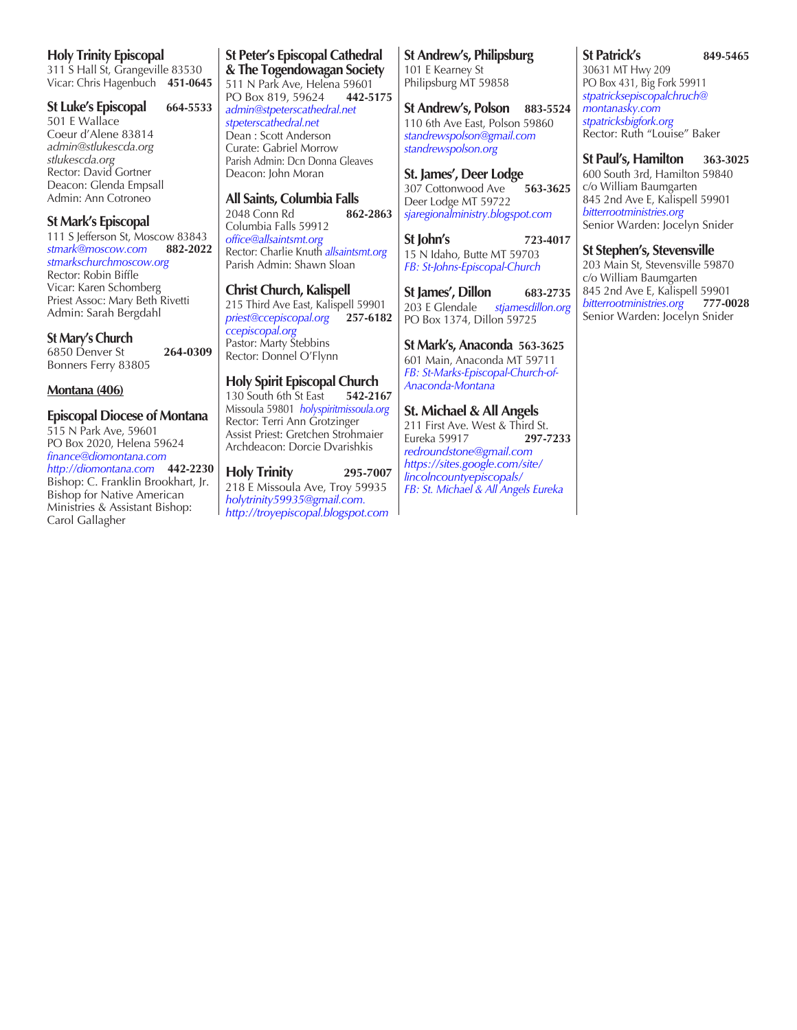**Holy Trinity Episcopal**
311 S Hall St, Grangeville 83530
Vicar: Chris Hagenbuch **451-0645**

**St Luke's Episcopal** **664-5533**
501 E Wallace
Coeur d'Alene 83814
*admin@stlukescda.org*
*stlukescda.org*
Rector: David Gortner
Deacon: Glenda Empsall
Admin: Ann Cotroneo

**St Mark's Episcopal**
111 S Jefferson St, Moscow 83843
*stmark@moscow.com* **882-2022**
*stmarkschurchmoscow.org*
Rector: Robin Biffle
Vicar: Karen Schomberg
Priest Assoc: Mary Beth Rivetti
Admin: Sarah Bergdahl

**St Mary's Church**
6850 Denver St **264-0309**
Bonners Ferry 83805

## Montana (406)

**Episcopal Diocese of Montana**
515 N Park Ave, 59601
PO Box 2020, Helena 59624
*finance@diomontana.com*
*http://diomontana.com* **442-2230**
Bishop: C. Franklin Brookhart, Jr.
Bishop for Native American Ministries & Assistant Bishop: Carol Gallagher

**St Peter's Episcopal Cathedral & The Togendowagan Society**
511 N Park Ave, Helena 59601
PO Box 819, 59624 **442-5175**
*admin@stpeterscathedral.net*
*stpeterscathedral.net*
Dean : Scott Anderson
Curate: Gabriel Morrow
Parish Admin: Dcn Donna Gleaves
Deacon: John Moran

**All Saints, Columbia Falls**
2048 Conn Rd **862-2863**
Columbia Falls 59912
*office@allsaintsmt.org*
Rector: Charlie Knuth *allsaintsmt.org*
Parish Admin: Shawn Sloan

**Christ Church, Kalispell**
215 Third Ave East, Kalispell 59901
*priest@ccepiscopal.org* **257-6182**
*ccepiscopal.org*
Pastor: Marty Stebbins
Rector: Donnel O'Flynn

**Holy Spirit Episcopal Church**
130 South 6th St East **542-2167**
Missoula 59801 *holyspiritmissoula.org*
Rector: Terri Ann Grotzinger
Assist Priest: Gretchen Strohmaier
Archdeacon: Dorcie Dvarishkis

**Holy Trinity** **295-7007**
218 E Missoula Ave, Troy 59935
*holytrinity59935@gmail.com.*
*http://troyepiscopal.blogspot.com*

**St Andrew's, Philipsburg**
101 E Kearney St
Philipsburg MT 59858

**St Andrew's, Polson** **883-5524**
110 6th Ave East, Polson 59860
*standrewspolson@gmail.com*
*standrewspolson.org*

**St. James', Deer Lodge**
307 Cottonwood Ave **563-3625**
Deer Lodge MT 59722
*sjaregionalministry.blogspot.com*

**St John's** **723-4017**
15 N Idaho, Butte MT 59703
*FB: St-Johns-Episcopal-Church*

**St James', Dillon** **683-2735**
203 E Glendale *stjamesdillon.org*
PO Box 1374, Dillon 59725

**St Mark's, Anaconda** **563-3625**
601 Main, Anaconda MT 59711
*FB: St-Marks-Episcopal-Church-of-Anaconda-Montana*

**St. Michael & All Angels**
211 First Ave. West & Third St.
Eureka 59917 **297-7233**
*redroundstone@gmail.com*
*https://sites.google.com/site/lincolncountyepiscopals/*
*FB: St. Michael & All Angels Eureka*

**St Patrick's** **849-5465**
30631 MT Hwy 209
PO Box 431, Big Fork 59911
*stpatricksepiscopalchruch@montanasky.com*
*stpatricksbigfork.org*
Rector: Ruth "Louise" Baker

**St Paul's, Hamilton** **363-3025**
600 South 3rd, Hamilton 59840
c/o William Baumgarten
845 2nd Ave E, Kalispell 59901
*bitterrootministries.org*
Senior Warden: Jocelyn Snider

**St Stephen's, Stevensville**
203 Main St, Stevensville 59870
c/o William Baumgarten
845 2nd Ave E, Kalispell 59901
*bitterrootministries.org* **777-0028**
Senior Warden: Jocelyn Snider